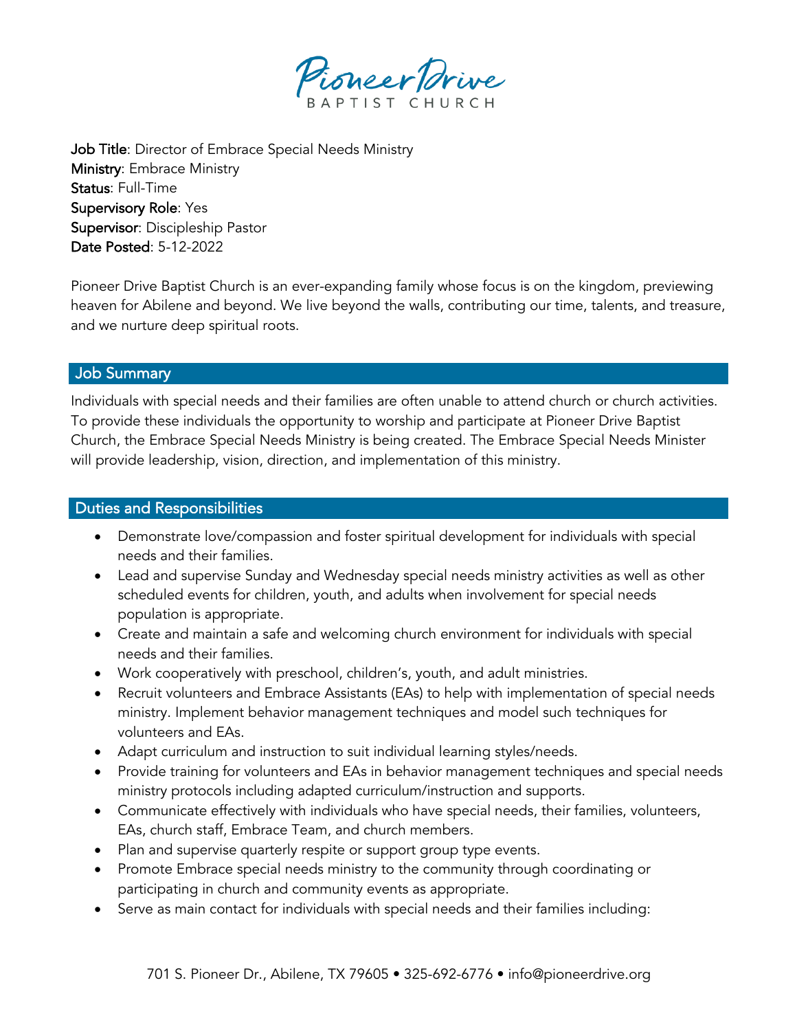# Pioneer Drive Baptist Church

**Job Title**: Director of Embrace Special Needs Ministry
**Ministry**: Embrace Ministry
**Status**: Full-Time
**Supervisory Role**: Yes
**Supervisor**: Discipleship Pastor
**Date Posted**: 5-12-2022

Pioneer Drive Baptist Church is an ever-expanding family whose focus is on the kingdom, previewing heaven for Abilene and beyond. We live beyond the walls, contributing our time, talents, and treasure, and we nurture deep spiritual roots.

## Job Summary

Individuals with special needs and their families are often unable to attend church or church activities. To provide these individuals the opportunity to worship and participate at Pioneer Drive Baptist Church, the Embrace Special Needs Ministry is being created. The Embrace Special Needs Minister will provide leadership, vision, direction, and implementation of this ministry.

## Duties and Responsibilities

- Demonstrate love/compassion and foster spiritual development for individuals with special needs and their families.
- Lead and supervise Sunday and Wednesday special needs ministry activities as well as other scheduled events for children, youth, and adults when involvement for special needs population is appropriate.
- Create and maintain a safe and welcoming church environment for individuals with special needs and their families.
- Work cooperatively with preschool, children's, youth, and adult ministries.
- Recruit volunteers and Embrace Assistants (EAs) to help with implementation of special needs ministry. Implement behavior management techniques and model such techniques for volunteers and EAs.
- Adapt curriculum and instruction to suit individual learning styles/needs.
- Provide training for volunteers and EAs in behavior management techniques and special needs ministry protocols including adapted curriculum/instruction and supports.
- Communicate effectively with individuals who have special needs, their families, volunteers, EAs, church staff, Embrace Team, and church members.
- Plan and supervise quarterly respite or support group type events.
- Promote Embrace special needs ministry to the community through coordinating or participating in church and community events as appropriate.
- Serve as main contact for individuals with special needs and their families including:

701 S. Pioneer Dr., Abilene, TX 79605 • 325-692-6776 • info@pioneerdrive.org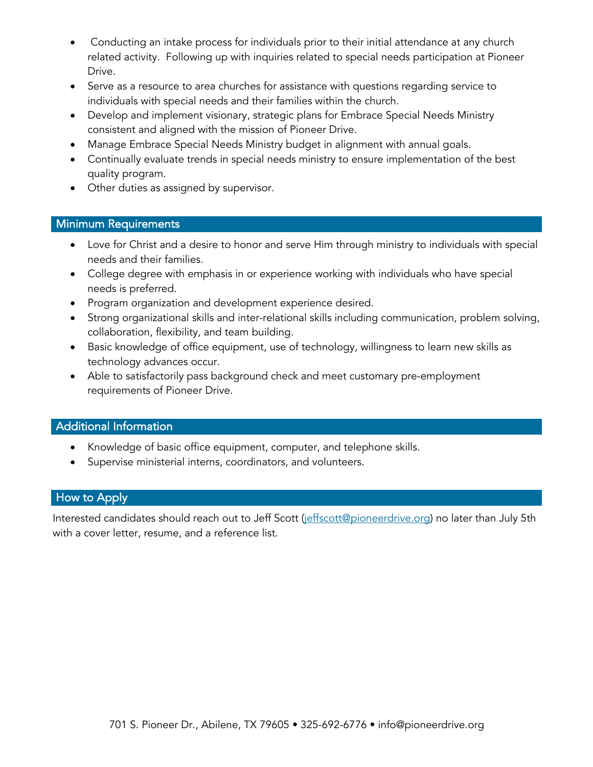- Conducting an intake process for individuals prior to their initial attendance at any church related activity. Following up with inquiries related to special needs participation at Pioneer Drive.
- Serve as a resource to area churches for assistance with questions regarding service to individuals with special needs and their families within the church.
- Develop and implement visionary, strategic plans for Embrace Special Needs Ministry consistent and aligned with the mission of Pioneer Drive.
- Manage Embrace Special Needs Ministry budget in alignment with annual goals.
- Continually evaluate trends in special needs ministry to ensure implementation of the best quality program.
- Other duties as assigned by supervisor.

## Minimum Requirements

- Love for Christ and a desire to honor and serve Him through ministry to individuals with special needs and their families.
- College degree with emphasis in or experience working with individuals who have special needs is preferred.
- Program organization and development experience desired.
- Strong organizational skills and inter-relational skills including communication, problem solving, collaboration, flexibility, and team building.
- Basic knowledge of office equipment, use of technology, willingness to learn new skills as technology advances occur.
- Able to satisfactorily pass background check and meet customary pre-employment requirements of Pioneer Drive.

## Additional Information

- Knowledge of basic office equipment, computer, and telephone skills.
- Supervise ministerial interns, coordinators, and volunteers.

## How to Apply

Interested candidates should reach out to Jeff Scott (jeffscott@pioneerdrive.org) no later than July 5th with a cover letter, resume, and a reference list.

701 S. Pioneer Dr., Abilene, TX 79605 • 325-692-6776 • info@pioneerdrive.org